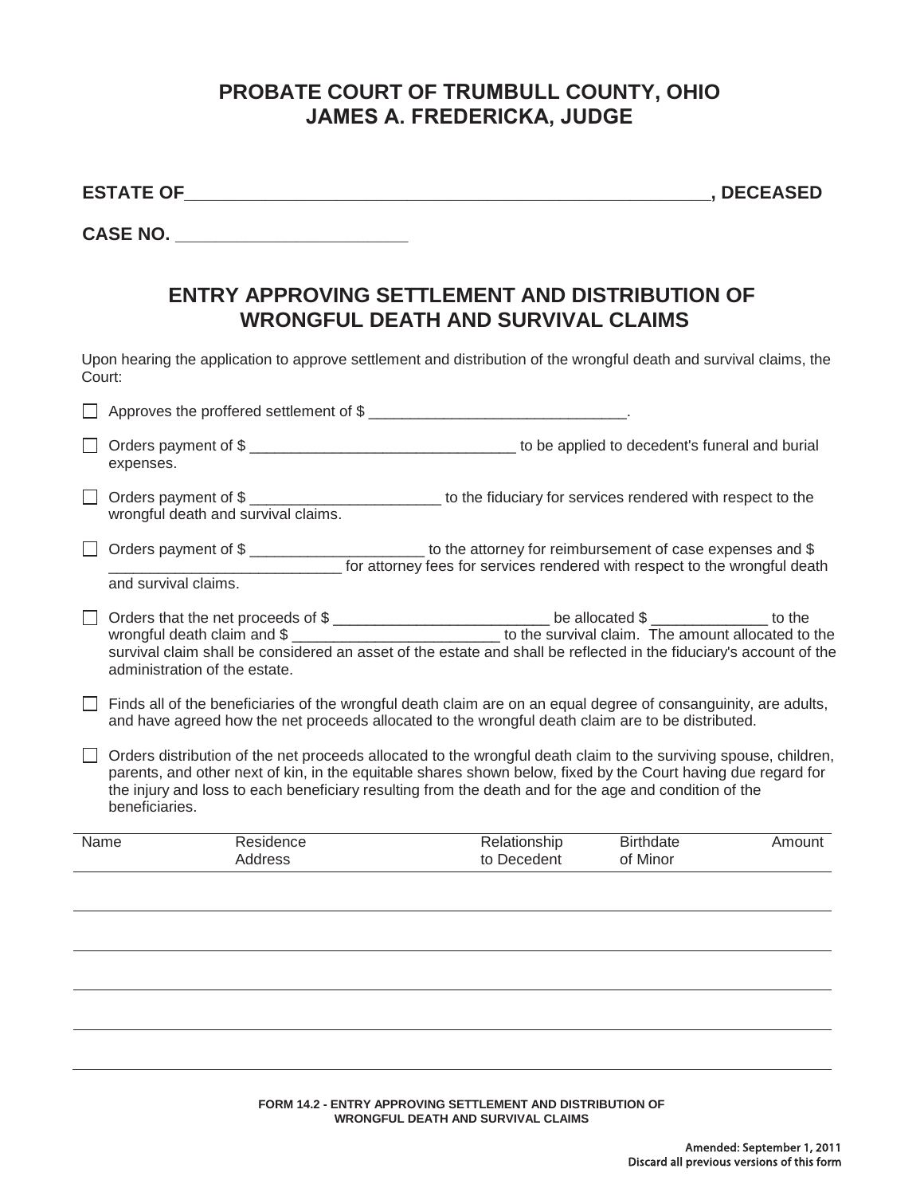# PROBATE COURT OF TRUMBULL COUNTY, OHIO
# JAMES A. FREDERICKA, JUDGE

**ESTATE OF\_\_\_\_\_\_\_\_\_\_\_\_\_\_\_\_\_\_\_\_\_\_\_\_\_\_\_\_\_\_\_\_\_\_\_\_\_\_\_\_\_\_\_\_\_\_\_\_\_\_\_\_\_\_, DECEASED**

**CASE NO. \_\_\_\_\_\_\_\_\_\_\_\_\_\_\_\_\_\_\_\_\_\_\_\_**

## ENTRY APPROVING SETTLEMENT AND DISTRIBUTION OF WRONGFUL DEATH AND SURVIVAL CLAIMS

Upon hearing the application to approve settlement and distribution of the wrongful death and survival claims, the Court:

☐ Approves the proffered settlement of $ \_\_\_\_\_\_\_\_\_\_\_\_\_\_\_\_\_\_\_\_\_\_\_\_\_\_\_\_\_\_\_\_.

☐ Orders payment of $ \_\_\_\_\_\_\_\_\_\_\_\_\_\_\_\_\_\_\_\_\_\_\_\_\_\_\_\_\_\_\_\_\_ to be applied to decedent's funeral and burial expenses.

☐ Orders payment of $ \_\_\_\_\_\_\_\_\_\_\_\_\_\_\_\_\_\_\_\_\_\_\_\_ to the fiduciary for services rendered with respect to the wrongful death and survival claims.

☐ Orders payment of $ \_\_\_\_\_\_\_\_\_\_\_\_\_\_\_\_\_\_\_\_\_ to the attorney for reimbursement of case expenses and $ \_\_\_\_\_\_\_\_\_\_\_\_\_\_\_\_\_\_\_\_\_\_\_\_\_\_\_\_\_ for attorney fees for services rendered with respect to the wrongful death and survival claims.

☐ Orders that the net proceeds of $ \_\_\_\_\_\_\_\_\_\_\_\_\_\_\_\_\_\_\_\_\_\_\_\_\_\_ be allocated $ \_\_\_\_\_\_\_\_\_\_\_\_\_\_ to the wrongful death claim and $ \_\_\_\_\_\_\_\_\_\_\_\_\_\_\_\_\_\_\_\_\_\_\_\_\_\_ to the survival claim. The amount allocated to the survival claim shall be considered an asset of the estate and shall be reflected in the fiduciary's account of the administration of the estate.

☐ Finds all of the beneficiaries of the wrongful death claim are on an equal degree of consanguinity, are adults, and have agreed how the net proceeds allocated to the wrongful death claim are to be distributed.

☐ Orders distribution of the net proceeds allocated to the wrongful death claim to the surviving spouse, children, parents, and other next of kin, in the equitable shares shown below, fixed by the Court having due regard for the injury and loss to each beneficiary resulting from the death and for the age and condition of the beneficiaries.

| Name | Residence Address | Relationship to Decedent | Birthdate of Minor | Amount |
|---|---|---|---|---|
| | | | | |
| | | | | |
| | | | | |
| | | | | |
| | | | | |

FORM 14.2 - ENTRY APPROVING SETTLEMENT AND DISTRIBUTION OF WRONGFUL DEATH AND SURVIVAL CLAIMS

Amended: September 1, 2011
Discard all previous versions of this form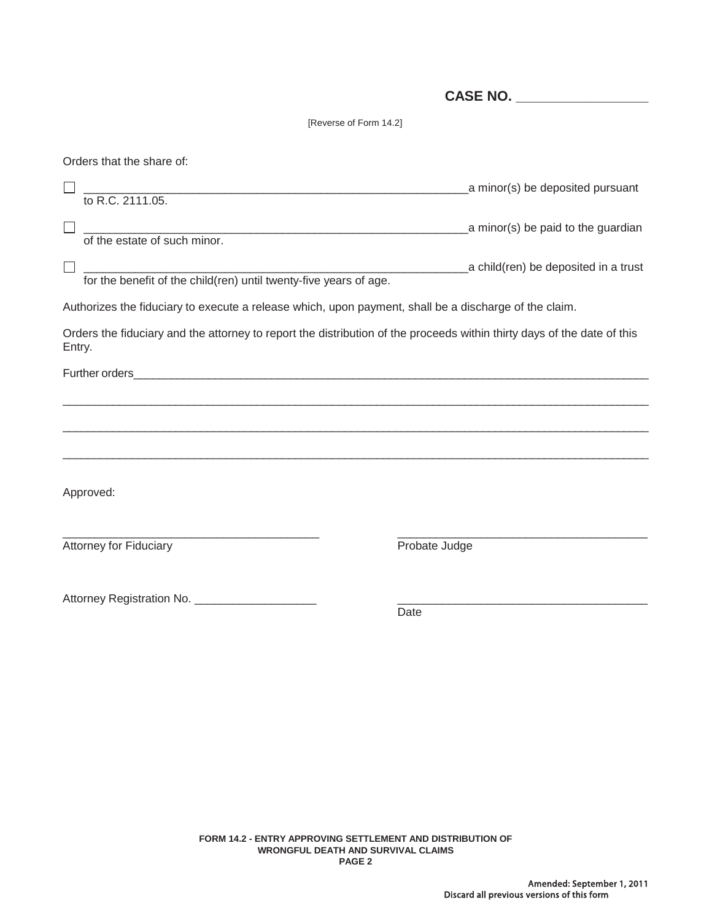**CASE NO. \_\_\_\_\_\_\_\_\_\_\_\_\_\_\_\_\_\_**

[Reverse of Form 14.2]

Orders that the share of:

☐ \_\_\_\_\_\_\_\_\_\_\_\_\_\_\_\_\_\_\_\_\_\_\_\_\_\_\_\_\_\_\_\_\_\_\_\_\_\_\_\_\_\_\_\_\_\_\_\_\_\_\_\_\_\_\_\_\_\_\_\_a minor(s) be deposited pursuant to R.C. 2111.05.

☐ \_\_\_\_\_\_\_\_\_\_\_\_\_\_\_\_\_\_\_\_\_\_\_\_\_\_\_\_\_\_\_\_\_\_\_\_\_\_\_\_\_\_\_\_\_\_\_\_\_\_\_\_\_\_\_\_\_\_\_\_a minor(s) be paid to the guardian of the estate of such minor.

☐ \_\_\_\_\_\_\_\_\_\_\_\_\_\_\_\_\_\_\_\_\_\_\_\_\_\_\_\_\_\_\_\_\_\_\_\_\_\_\_\_\_\_\_\_\_\_\_\_\_\_\_\_\_\_\_\_\_\_\_\_a child(ren) be deposited in a trust for the benefit of the child(ren) until twenty-five years of age.

Authorizes the fiduciary to execute a release which, upon payment, shall be a discharge of the claim.

Orders the fiduciary and the attorney to report the distribution of the proceeds within thirty days of the date of this Entry.

Further orders\_\_\_\_\_\_\_\_\_\_\_\_\_\_\_\_\_\_\_\_\_\_\_\_\_\_\_\_\_\_\_\_\_\_\_\_\_\_\_\_\_\_\_\_\_\_\_\_\_\_\_\_\_\_\_\_\_\_\_\_\_\_\_\_\_\_\_\_\_\_\_\_\_\_\_\_\_\_\_\_

\_\_\_\_\_\_\_\_\_\_\_\_\_\_\_\_\_\_\_\_\_\_\_\_\_\_\_\_\_\_\_\_\_\_\_\_\_\_\_\_\_\_\_\_\_\_\_\_\_\_\_\_\_\_\_\_\_\_\_\_\_\_\_\_\_\_\_\_\_\_\_\_\_\_\_\_\_\_\_\_\_\_\_\_\_\_\_\_\_\_\_

\_\_\_\_\_\_\_\_\_\_\_\_\_\_\_\_\_\_\_\_\_\_\_\_\_\_\_\_\_\_\_\_\_\_\_\_\_\_\_\_\_\_\_\_\_\_\_\_\_\_\_\_\_\_\_\_\_\_\_\_\_\_\_\_\_\_\_\_\_\_\_\_\_\_\_\_\_\_\_\_\_\_\_\_\_\_\_\_\_\_\_

\_\_\_\_\_\_\_\_\_\_\_\_\_\_\_\_\_\_\_\_\_\_\_\_\_\_\_\_\_\_\_\_\_\_\_\_\_\_\_\_\_\_\_\_\_\_\_\_\_\_\_\_\_\_\_\_\_\_\_\_\_\_\_\_\_\_\_\_\_\_\_\_\_\_\_\_\_\_\_\_\_\_\_\_\_\_\_\_\_\_\_

Approved:

| | |
|---|---|
| \_\_\_\_\_\_\_\_\_\_\_\_\_\_\_\_\_\_\_\_\_\_\_\_\_\_\_\_\_\_\_\_\_\_\_\_\_\_\_ | \_\_\_\_\_\_\_\_\_\_\_\_\_\_\_\_\_\_\_\_\_\_\_\_\_\_\_\_\_\_\_\_\_\_\_\_\_\_\_ |
| Attorney for Fiduciary | Probate Judge |
| Attorney Registration No. \_\_\_\_\_\_\_\_\_\_\_\_\_\_\_\_\_\_\_ | \_\_\_\_\_\_\_\_\_\_\_\_\_\_\_\_\_\_\_\_\_\_\_\_\_\_\_\_\_\_\_\_\_\_\_\_\_\_\_ |
| | Date |

**FORM 14.2 - ENTRY APPROVING SETTLEMENT AND DISTRIBUTION OF WRONGFUL DEATH AND SURVIVAL CLAIMS**
**PAGE 2**

Amended: September 1, 2011
Discard all previous versions of this form